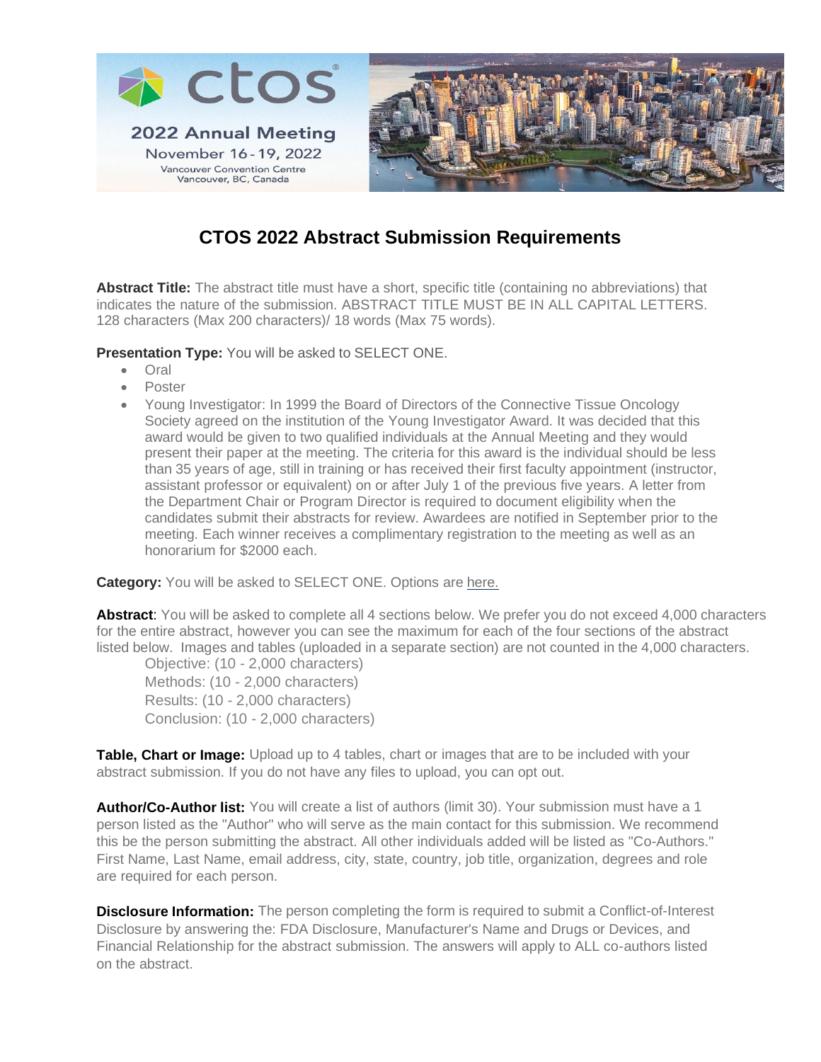ctos

2022 Annual Meeting

November 16 - 19, 2022

Vancouver Convention Centre
Vancouver, BC, Canada

# CTOS 2022 Abstract Submission Requirements

**Abstract Title:** The abstract title must have a short, specific title (containing no abbreviations) that indicates the nature of the submission. ABSTRACT TITLE MUST BE IN ALL CAPITAL LETTERS. 128 characters (Max 200 characters)/ 18 words (Max 75 words).

**Presentation Type:** You will be asked to SELECT ONE.

- Oral
- Poster
- Young Investigator: In 1999 the Board of Directors of the Connective Tissue Oncology Society agreed on the institution of the Young Investigator Award. It was decided that this award would be given to two qualified individuals at the Annual Meeting and they would present their paper at the meeting. The criteria for this award is the individual should be less than 35 years of age, still in training or has received their first faculty appointment (instructor, assistant professor or equivalent) on or after July 1 of the previous five years. A letter from the Department Chair or Program Director is required to document eligibility when the candidates submit their abstracts for review. Awardees are notified in September prior to the meeting. Each winner receives a complimentary registration to the meeting as well as an honorarium for $2000 each.

**Category:** You will be asked to SELECT ONE. Options are here.

**Abstract**: You will be asked to complete all 4 sections below. We prefer you do not exceed 4,000 characters for the entire abstract, however you can see the maximum for each of the four sections of the abstract listed below. Images and tables (uploaded in a separate section) are not counted in the 4,000 characters.

Objective: (10 - 2,000 characters)
Methods: (10 - 2,000 characters)
Results: (10 - 2,000 characters)
Conclusion: (10 - 2,000 characters)

**Table, Chart or Image:** Upload up to 4 tables, chart or images that are to be included with your abstract submission. If you do not have any files to upload, you can opt out.

**Author/Co-Author list:** You will create a list of authors (limit 30). Your submission must have a 1 person listed as the "Author" who will serve as the main contact for this submission. We recommend this be the person submitting the abstract. All other individuals added will be listed as "Co-Authors." First Name, Last Name, email address, city, state, country, job title, organization, degrees and role are required for each person.

**Disclosure Information:** The person completing the form is required to submit a Conflict-of-Interest Disclosure by answering the: FDA Disclosure, Manufacturer's Name and Drugs or Devices, and Financial Relationship for the abstract submission. The answers will apply to ALL co-authors listed on the abstract.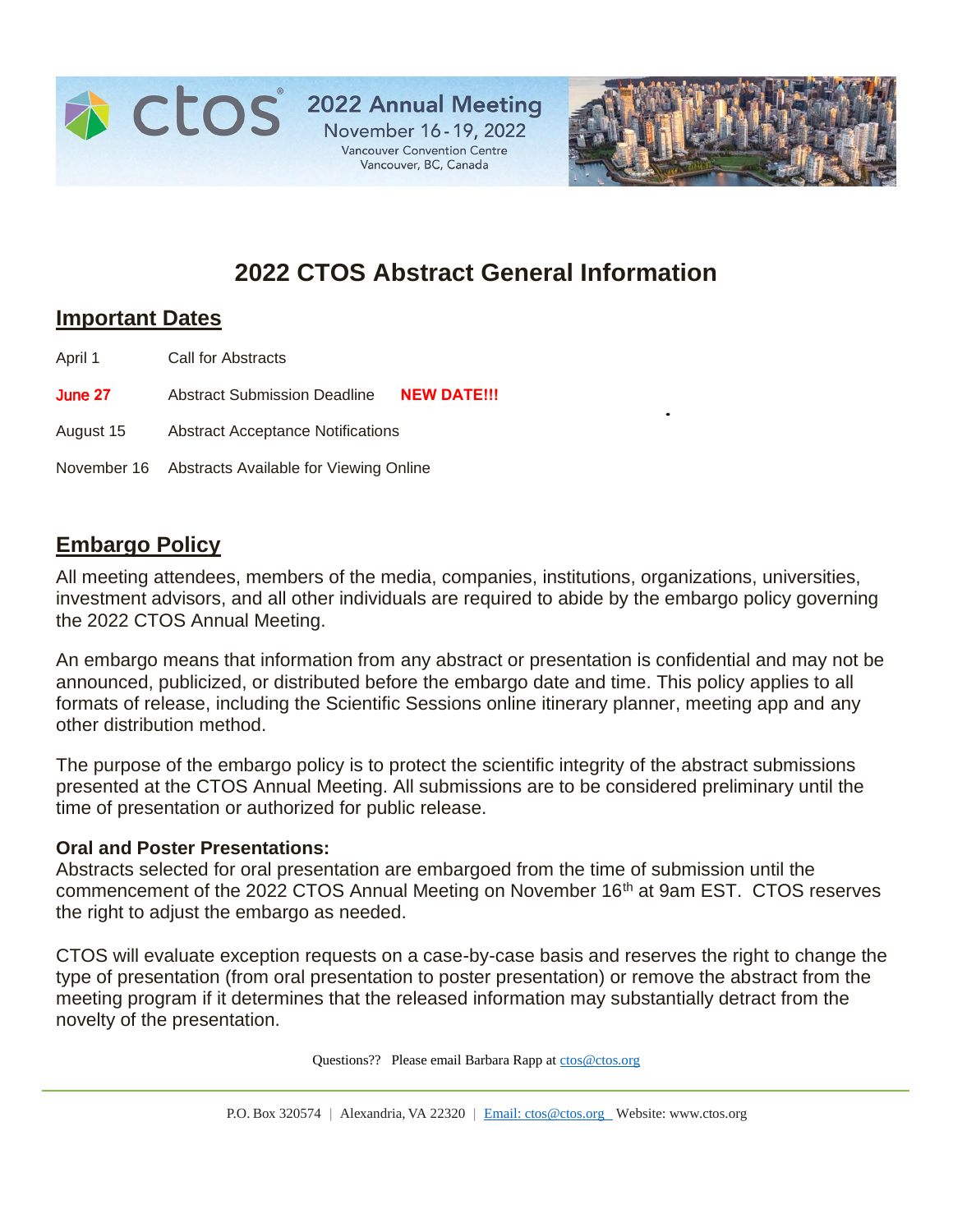2022 Annual Meeting
November 16 - 19, 2022
Vancouver Convention Centre
Vancouver, BC, Canada

# 2022 CTOS Abstract General Information

## Important Dates

| | |
|---|---|
| April 1 | Call for Abstracts |
| June 27 | Abstract Submission Deadline **NEW DATE!!!** |
| August 15 | Abstract Acceptance Notifications |
| November 16 | Abstracts Available for Viewing Online |

## Embargo Policy

All meeting attendees, members of the media, companies, institutions, organizations, universities, investment advisors, and all other individuals are required to abide by the embargo policy governing the 2022 CTOS Annual Meeting.

An embargo means that information from any abstract or presentation is confidential and may not be announced, publicized, or distributed before the embargo date and time. This policy applies to all formats of release, including the Scientific Sessions online itinerary planner, meeting app and any other distribution method.

The purpose of the embargo policy is to protect the scientific integrity of the abstract submissions presented at the CTOS Annual Meeting. All submissions are to be considered preliminary until the time of presentation or authorized for public release.

**Oral and Poster Presentations:**
Abstracts selected for oral presentation are embargoed from the time of submission until the commencement of the 2022 CTOS Annual Meeting on November 16th at 9am EST. CTOS reserves the right to adjust the embargo as needed.

CTOS will evaluate exception requests on a case-by-case basis and reserves the right to change the type of presentation (from oral presentation to poster presentation) or remove the abstract from the meeting program if it determines that the released information may substantially detract from the novelty of the presentation.

Questions?? Please email Barbara Rapp at ctos@ctos.org

P.O. Box 320574 | Alexandria, VA 22320 | Email: ctos@ctos.org Website: www.ctos.org